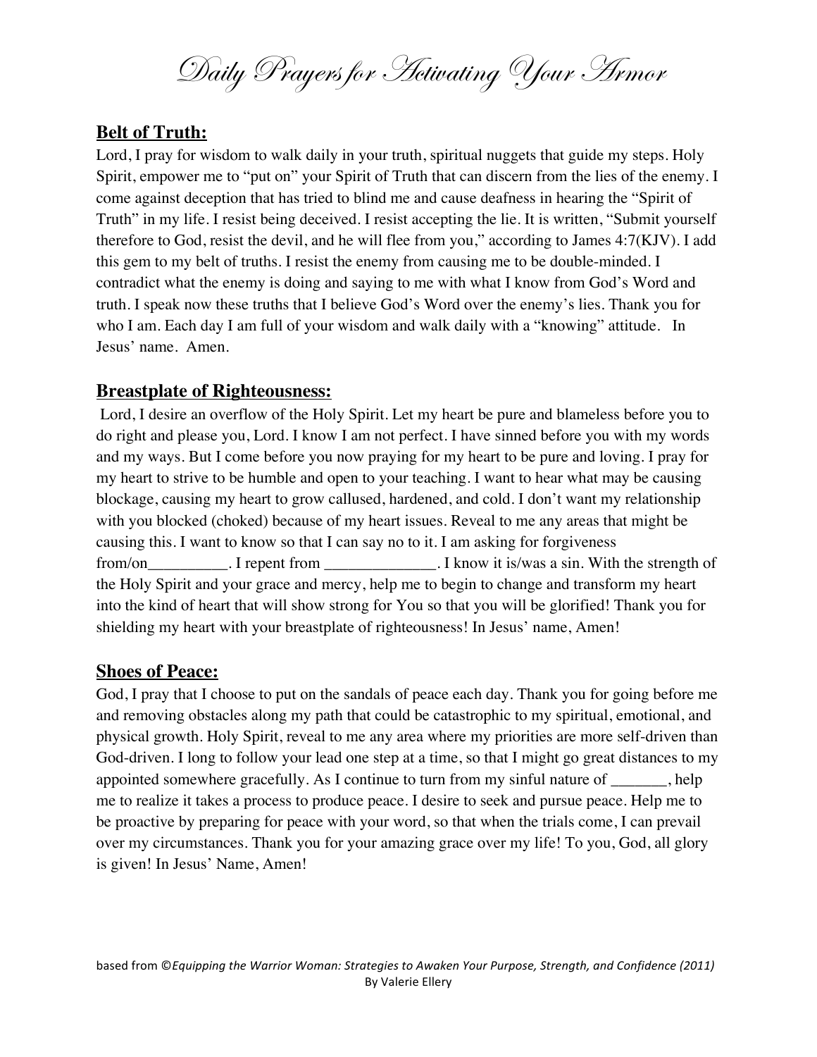# Daily Prayers for Activating Your Armor

**Belt of Truth:**

Lord, I pray for wisdom to walk daily in your truth, spiritual nuggets that guide my steps. Holy Spirit, empower me to "put on" your Spirit of Truth that can discern from the lies of the enemy. I come against deception that has tried to blind me and cause deafness in hearing the "Spirit of Truth" in my life. I resist being deceived. I resist accepting the lie. It is written, "Submit yourself therefore to God, resist the devil, and he will flee from you," according to James 4:7(KJV). I add this gem to my belt of truths. I resist the enemy from causing me to be double-minded. I contradict what the enemy is doing and saying to me with what I know from God's Word and truth. I speak now these truths that I believe God's Word over the enemy's lies. Thank you for who I am. Each day I am full of your wisdom and walk daily with a "knowing" attitude. In Jesus' name. Amen.

**Breastplate of Righteousness:**

Lord, I desire an overflow of the Holy Spirit. Let my heart be pure and blameless before you to do right and please you, Lord. I know I am not perfect. I have sinned before you with my words and my ways. But I come before you now praying for my heart to be pure and loving. I pray for my heart to strive to be humble and open to your teaching. I want to hear what may be causing blockage, causing my heart to grow callused, hardened, and cold. I don't want my relationship with you blocked (choked) because of my heart issues. Reveal to me any areas that might be causing this. I want to know so that I can say no to it. I am asking for forgiveness from/on__________. I repent from ______________. I know it is/was a sin. With the strength of the Holy Spirit and your grace and mercy, help me to begin to change and transform my heart into the kind of heart that will show strong for You so that you will be glorified! Thank you for shielding my heart with your breastplate of righteousness! In Jesus' name, Amen!

**Shoes of Peace:**

God, I pray that I choose to put on the sandals of peace each day. Thank you for going before me and removing obstacles along my path that could be catastrophic to my spiritual, emotional, and physical growth. Holy Spirit, reveal to me any area where my priorities are more self-driven than God-driven. I long to follow your lead one step at a time, so that I might go great distances to my appointed somewhere gracefully. As I continue to turn from my sinful nature of _______, help me to realize it takes a process to produce peace. I desire to seek and pursue peace. Help me to be proactive by preparing for peace with your word, so that when the trials come, I can prevail over my circumstances. Thank you for your amazing grace over my life! To you, God, all glory is given! In Jesus' Name, Amen!

based from ©*Equipping the Warrior Woman: Strategies to Awaken Your Purpose, Strength, and Confidence (2011)* By Valerie Ellery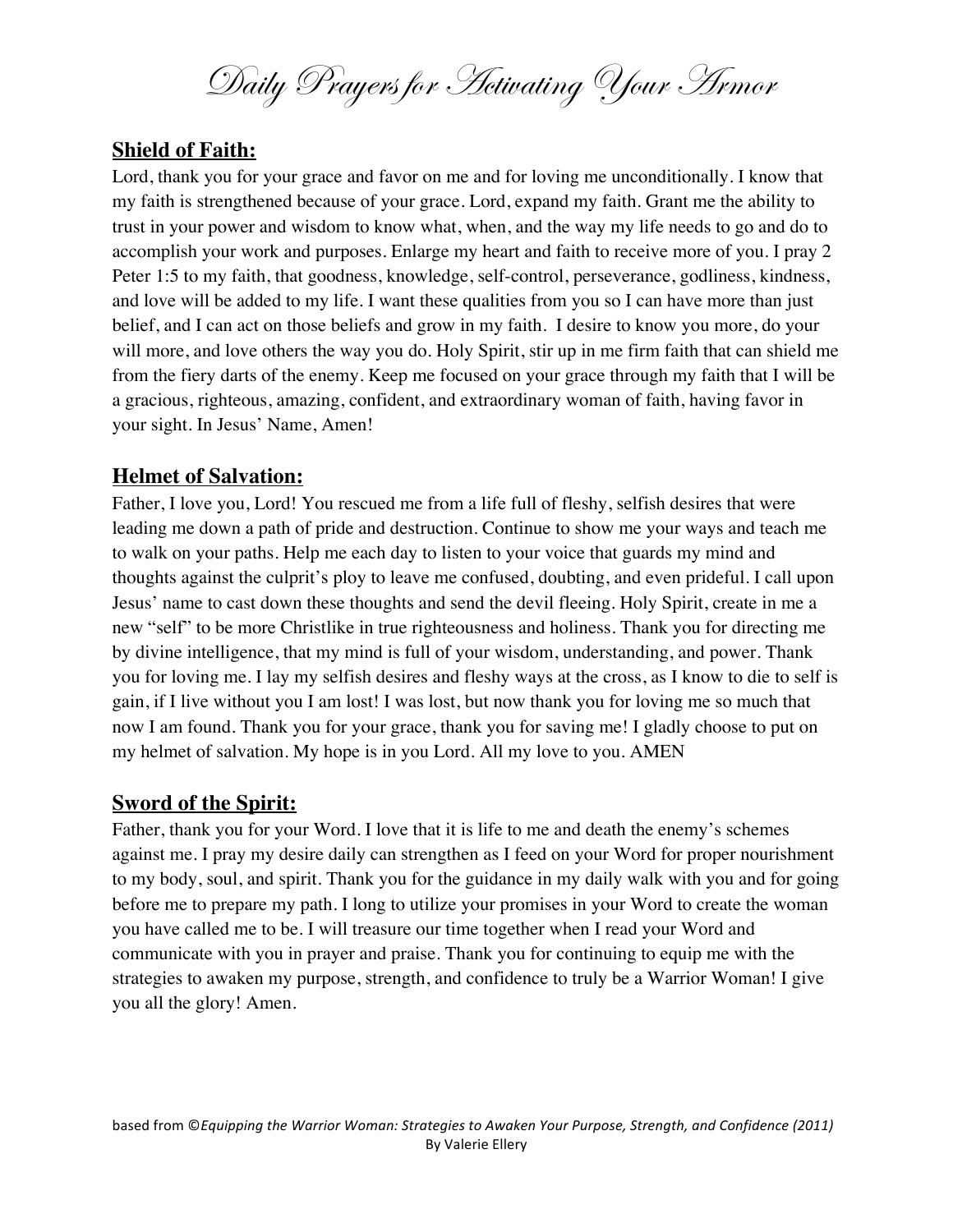# Daily Prayers for Activating Your Armor

## Shield of Faith:

Lord, thank you for your grace and favor on me and for loving me unconditionally. I know that my faith is strengthened because of your grace. Lord, expand my faith. Grant me the ability to trust in your power and wisdom to know what, when, and the way my life needs to go and do to accomplish your work and purposes. Enlarge my heart and faith to receive more of you. I pray 2 Peter 1:5 to my faith, that goodness, knowledge, self-control, perseverance, godliness, kindness, and love will be added to my life. I want these qualities from you so I can have more than just belief, and I can act on those beliefs and grow in my faith. I desire to know you more, do your will more, and love others the way you do. Holy Spirit, stir up in me firm faith that can shield me from the fiery darts of the enemy. Keep me focused on your grace through my faith that I will be a gracious, righteous, amazing, confident, and extraordinary woman of faith, having favor in your sight. In Jesus' Name, Amen!

## Helmet of Salvation:

Father, I love you, Lord! You rescued me from a life full of fleshy, selfish desires that were leading me down a path of pride and destruction. Continue to show me your ways and teach me to walk on your paths. Help me each day to listen to your voice that guards my mind and thoughts against the culprit's ploy to leave me confused, doubting, and even prideful. I call upon Jesus' name to cast down these thoughts and send the devil fleeing. Holy Spirit, create in me a new "self" to be more Christlike in true righteousness and holiness. Thank you for directing me by divine intelligence, that my mind is full of your wisdom, understanding, and power. Thank you for loving me. I lay my selfish desires and fleshy ways at the cross, as I know to die to self is gain, if I live without you I am lost! I was lost, but now thank you for loving me so much that now I am found. Thank you for your grace, thank you for saving me! I gladly choose to put on my helmet of salvation. My hope is in you Lord. All my love to you. AMEN

## Sword of the Spirit:

Father, thank you for your Word. I love that it is life to me and death the enemy's schemes against me. I pray my desire daily can strengthen as I feed on your Word for proper nourishment to my body, soul, and spirit. Thank you for the guidance in my daily walk with you and for going before me to prepare my path. I long to utilize your promises in your Word to create the woman you have called me to be. I will treasure our time together when I read your Word and communicate with you in prayer and praise. Thank you for continuing to equip me with the strategies to awaken my purpose, strength, and confidence to truly be a Warrior Woman! I give you all the glory! Amen.

based from ©*Equipping the Warrior Woman: Strategies to Awaken Your Purpose, Strength, and Confidence (2011)*
By Valerie Ellery